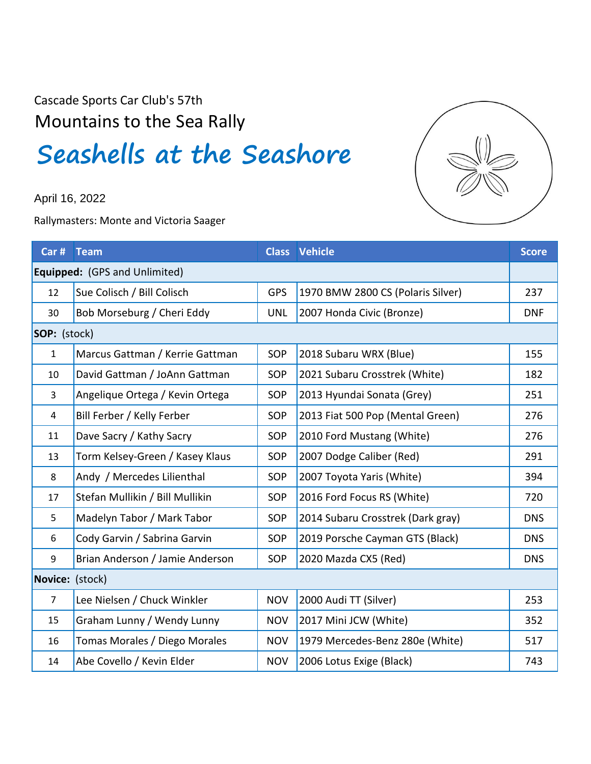Cascade Sports Car Club's 57th

## Mountains to the Sea Rally

# *Seashells at the Seashore*

April 16, 2022

Rallymasters: Monte and Victoria Saager

| Car # | Team | Class | Vehicle | Score |
|---|---|---|---|---|
| **Equipped:** (GPS and Unlimited) | | | | |
| 12 | Sue Colisch / Bill Colisch | GPS | 1970 BMW 2800 CS (Polaris Silver) | 237 |
| 30 | Bob Morseburg / Cheri Eddy | UNL | 2007 Honda Civic (Bronze) | DNF |
| **SOP:** (stock) | | | | |
| 1 | Marcus Gattman / Kerrie Gattman | SOP | 2018 Subaru WRX (Blue) | 155 |
| 10 | David Gattman / JoAnn Gattman | SOP | 2021 Subaru Crosstrek (White) | 182 |
| 3 | Angelique Ortega / Kevin Ortega | SOP | 2013 Hyundai Sonata (Grey) | 251 |
| 4 | Bill Ferber / Kelly Ferber | SOP | 2013 Fiat 500 Pop (Mental Green) | 276 |
| 11 | Dave Sacry / Kathy Sacry | SOP | 2010 Ford Mustang (White) | 276 |
| 13 | Torm Kelsey-Green / Kasey Klaus | SOP | 2007 Dodge Caliber (Red) | 291 |
| 8 | Andy / Mercedes Lilienthal | SOP | 2007 Toyota Yaris (White) | 394 |
| 17 | Stefan Mullikin / Bill Mullikin | SOP | 2016 Ford Focus RS (White) | 720 |
| 5 | Madelyn Tabor / Mark Tabor | SOP | 2014 Subaru Crosstrek (Dark gray) | DNS |
| 6 | Cody Garvin / Sabrina Garvin | SOP | 2019 Porsche Cayman GTS (Black) | DNS |
| 9 | Brian Anderson / Jamie Anderson | SOP | 2020 Mazda CX5 (Red) | DNS |
| **Novice:** (stock) | | | | |
| 7 | Lee Nielsen / Chuck Winkler | NOV | 2000 Audi TT (Silver) | 253 |
| 15 | Graham Lunny / Wendy Lunny | NOV | 2017 Mini JCW (White) | 352 |
| 16 | Tomas Morales / Diego Morales | NOV | 1979 Mercedes-Benz 280e (White) | 517 |
| 14 | Abe Covello / Kevin Elder | NOV | 2006 Lotus Exige (Black) | 743 |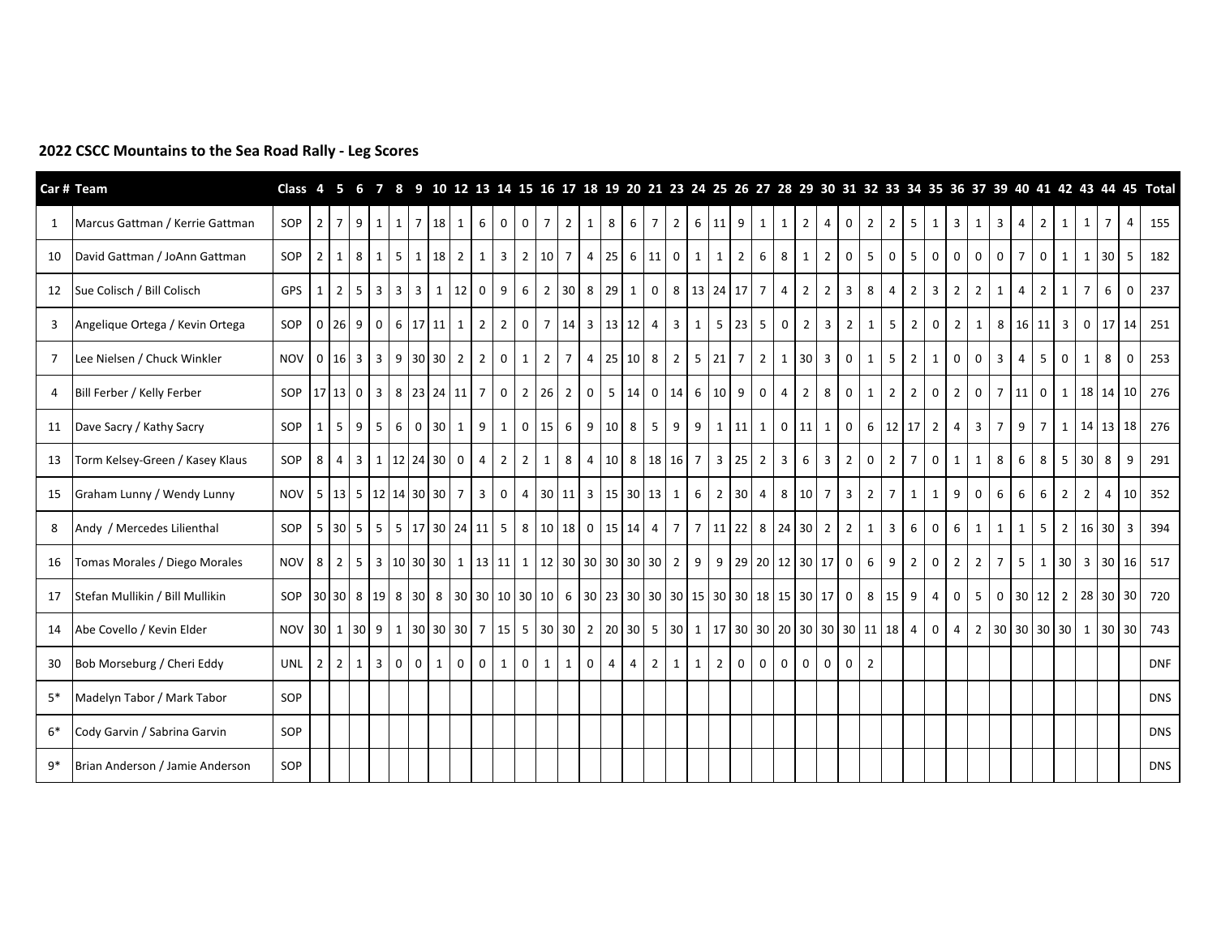## 2022 CSCC Mountains to the Sea Road Rally - Leg Scores

| Car # | Team | Class | 4 | 5 | 6 | 7 | 8 | 9 | 10 | 12 | 13 | 14 | 15 | 16 | 17 | 18 | 19 | 20 | 21 | 23 | 24 | 25 | 26 | 27 | 28 | 29 | 30 | 31 | 32 | 33 | 34 | 35 | 36 | 37 | 39 | 40 | 41 | 42 | 43 | 44 | 45 | Total |
|---|---|---|---|---|---|---|---|---|---|---|---|---|---|---|---|---|---|---|---|---|---|---|---|---|---|---|---|---|---|---|---|---|---|---|---|---|---|---|---|---|---|---|
| 1 | Marcus Gattman / Kerrie Gattman | SOP | 2 | 7 | 9 | 1 | 1 | 7 | 18 | 1 | 6 | 0 | 0 | 7 | 2 | 1 | 8 | 6 | 7 | 2 | 6 | 11 | 9 | 1 | 1 | 2 | 4 | 0 | 2 | 2 | 5 | 1 | 3 | 1 | 3 | 4 | 2 | 1 | 1 | 7 | 4 | 155 |
| 10 | David Gattman / JoAnn Gattman | SOP | 2 | 1 | 8 | 1 | 5 | 1 | 18 | 2 | 1 | 3 | 2 | 10 | 7 | 4 | 25 | 6 | 11 | 0 | 1 | 1 | 2 | 6 | 8 | 1 | 2 | 0 | 5 | 0 | 5 | 0 | 0 | 0 | 0 | 7 | 0 | 1 | 1 | 30 | 5 | 182 |
| 12 | Sue Colisch / Bill Colisch | GPS | 1 | 2 | 5 | 3 | 3 | 3 | 1 | 12 | 0 | 9 | 6 | 2 | 30 | 8 | 29 | 1 | 0 | 8 | 13 | 24 | 17 | 7 | 4 | 2 | 2 | 3 | 8 | 4 | 2 | 3 | 2 | 2 | 1 | 4 | 2 | 1 | 7 | 6 | 0 | 237 |
| 3 | Angelique Ortega / Kevin Ortega | SOP | 0 | 26 | 9 | 0 | 6 | 17 | 11 | 1 | 2 | 2 | 0 | 7 | 14 | 3 | 13 | 12 | 4 | 3 | 1 | 5 | 23 | 5 | 0 | 2 | 3 | 2 | 1 | 5 | 2 | 0 | 2 | 1 | 8 | 16 | 11 | 3 | 0 | 17 | 14 | 251 |
| 7 | Lee Nielsen / Chuck Winkler | NOV | 0 | 16 | 3 | 3 | 9 | 30 | 30 | 2 | 2 | 0 | 1 | 2 | 7 | 4 | 25 | 10 | 8 | 2 | 5 | 21 | 7 | 2 | 1 | 30 | 3 | 0 | 1 | 5 | 2 | 1 | 0 | 0 | 3 | 4 | 5 | 0 | 1 | 8 | 0 | 253 |
| 4 | Bill Ferber / Kelly Ferber | SOP | 17 | 13 | 0 | 3 | 8 | 23 | 24 | 11 | 7 | 0 | 2 | 26 | 2 | 0 | 5 | 14 | 0 | 14 | 6 | 10 | 9 | 0 | 4 | 2 | 8 | 0 | 1 | 2 | 2 | 0 | 2 | 0 | 7 | 11 | 0 | 1 | 18 | 14 | 10 | 276 |
| 11 | Dave Sacry / Kathy Sacry | SOP | 1 | 5 | 9 | 5 | 6 | 0 | 30 | 1 | 9 | 1 | 0 | 15 | 6 | 9 | 10 | 8 | 5 | 9 | 9 | 1 | 11 | 1 | 0 | 11 | 1 | 0 | 6 | 12 | 17 | 2 | 4 | 3 | 7 | 9 | 7 | 1 | 14 | 13 | 18 | 276 |
| 13 | Torm Kelsey-Green / Kasey Klaus | SOP | 8 | 4 | 3 | 1 | 12 | 24 | 30 | 0 | 4 | 2 | 2 | 1 | 8 | 4 | 10 | 8 | 18 | 16 | 7 | 3 | 25 | 2 | 3 | 6 | 3 | 2 | 0 | 2 | 7 | 0 | 1 | 1 | 8 | 6 | 8 | 5 | 30 | 8 | 9 | 291 |
| 15 | Graham Lunny / Wendy Lunny | NOV | 5 | 13 | 5 | 12 | 14 | 30 | 30 | 7 | 3 | 0 | 4 | 30 | 11 | 3 | 15 | 30 | 13 | 1 | 6 | 2 | 30 | 4 | 8 | 10 | 7 | 3 | 2 | 7 | 1 | 1 | 9 | 0 | 6 | 6 | 6 | 2 | 2 | 4 | 10 | 352 |
| 8 | Andy / Mercedes Lilienthal | SOP | 5 | 30 | 5 | 5 | 5 | 17 | 30 | 24 | 11 | 5 | 8 | 10 | 18 | 0 | 15 | 14 | 4 | 7 | 7 | 11 | 22 | 8 | 24 | 30 | 2 | 2 | 1 | 3 | 6 | 0 | 6 | 1 | 1 | 1 | 5 | 2 | 16 | 30 | 3 | 394 |
| 16 | Tomas Morales / Diego Morales | NOV | 8 | 2 | 5 | 3 | 10 | 30 | 30 | 1 | 13 | 11 | 1 | 12 | 30 | 30 | 30 | 30 | 30 | 2 | 9 | 9 | 29 | 20 | 12 | 30 | 17 | 0 | 6 | 9 | 2 | 0 | 2 | 2 | 7 | 5 | 1 | 30 | 3 | 30 | 16 | 517 |
| 17 | Stefan Mullikin / Bill Mullikin | SOP | 30 | 30 | 8 | 19 | 8 | 30 | 8 | 30 | 30 | 10 | 30 | 10 | 6 | 30 | 23 | 30 | 30 | 30 | 15 | 30 | 30 | 18 | 15 | 30 | 17 | 0 | 8 | 15 | 9 | 4 | 0 | 5 | 0 | 30 | 12 | 2 | 28 | 30 | 30 | 720 |
| 14 | Abe Covello / Kevin Elder | NOV | 30 | 1 | 30 | 9 | 1 | 30 | 30 | 30 | 7 | 15 | 5 | 30 | 30 | 2 | 20 | 30 | 5 | 30 | 1 | 17 | 30 | 30 | 20 | 30 | 30 | 30 | 11 | 18 | 4 | 0 | 4 | 2 | 30 | 30 | 30 | 30 | 1 | 30 | 30 | 743 |
| 30 | Bob Morseburg / Cheri Eddy | UNL | 2 | 2 | 1 | 3 | 0 | 0 | 1 | 0 | 0 | 1 | 0 | 1 | 1 | 0 | 4 | 4 | 2 | 1 | 1 | 2 | 0 | 0 | 0 | 0 | 0 | 0 | 2 | | | | | | | | | | | | | DNF |
| 5* | Madelyn Tabor / Mark Tabor | SOP | | | | | | | | | | | | | | | | | | | | | | | | | | | | | | | | | | | | | | | | DNS |
| 6* | Cody Garvin / Sabrina Garvin | SOP | | | | | | | | | | | | | | | | | | | | | | | | | | | | | | | | | | | | | | | | DNS |
| 9* | Brian Anderson / Jamie Anderson | SOP | | | | | | | | | | | | | | | | | | | | | | | | | | | | | | | | | | | | | | | | DNS |